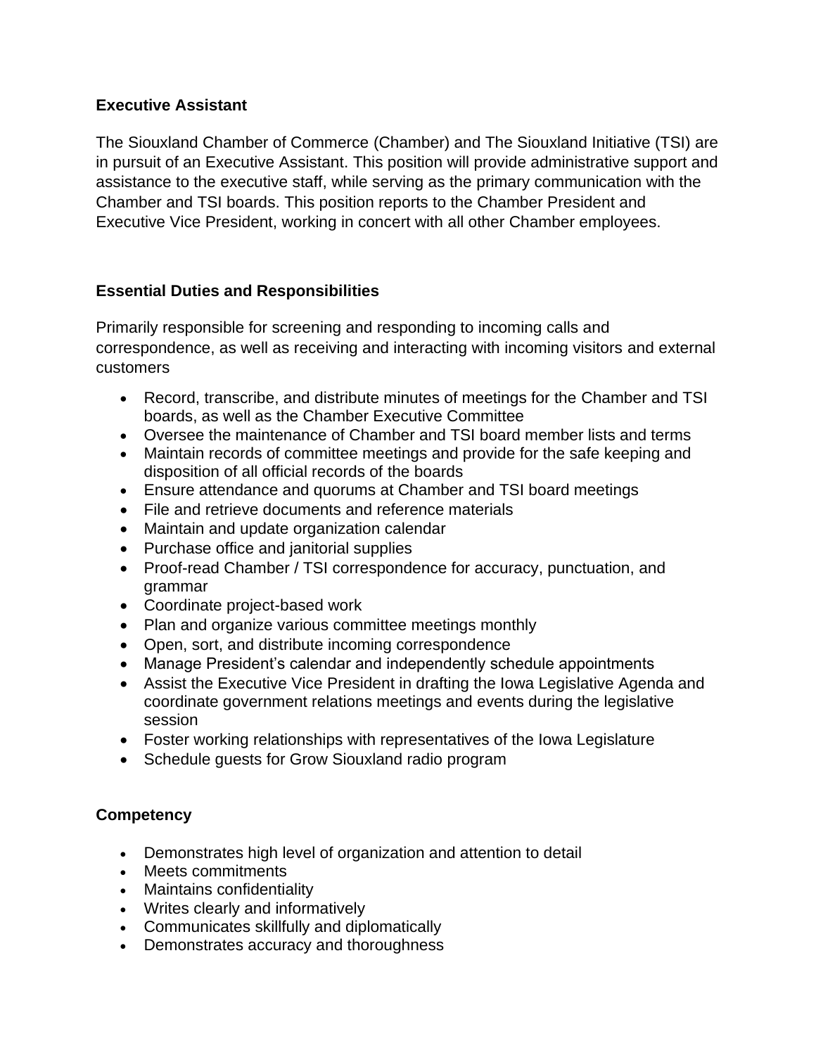## Executive Assistant

The Siouxland Chamber of Commerce (Chamber) and The Siouxland Initiative (TSI) are in pursuit of an Executive Assistant. This position will provide administrative support and assistance to the executive staff, while serving as the primary communication with the Chamber and TSI boards. This position reports to the Chamber President and Executive Vice President, working in concert with all other Chamber employees.

## Essential Duties and Responsibilities

Primarily responsible for screening and responding to incoming calls and correspondence, as well as receiving and interacting with incoming visitors and external customers

- Record, transcribe, and distribute minutes of meetings for the Chamber and TSI boards, as well as the Chamber Executive Committee
- Oversee the maintenance of Chamber and TSI board member lists and terms
- Maintain records of committee meetings and provide for the safe keeping and disposition of all official records of the boards
- Ensure attendance and quorums at Chamber and TSI board meetings
- File and retrieve documents and reference materials
- Maintain and update organization calendar
- Purchase office and janitorial supplies
- Proof-read Chamber / TSI correspondence for accuracy, punctuation, and grammar
- Coordinate project-based work
- Plan and organize various committee meetings monthly
- Open, sort, and distribute incoming correspondence
- Manage President's calendar and independently schedule appointments
- Assist the Executive Vice President in drafting the Iowa Legislative Agenda and coordinate government relations meetings and events during the legislative session
- Foster working relationships with representatives of the Iowa Legislature
- Schedule guests for Grow Siouxland radio program

## Competency

- Demonstrates high level of organization and attention to detail
- Meets commitments
- Maintains confidentiality
- Writes clearly and informatively
- Communicates skillfully and diplomatically
- Demonstrates accuracy and thoroughness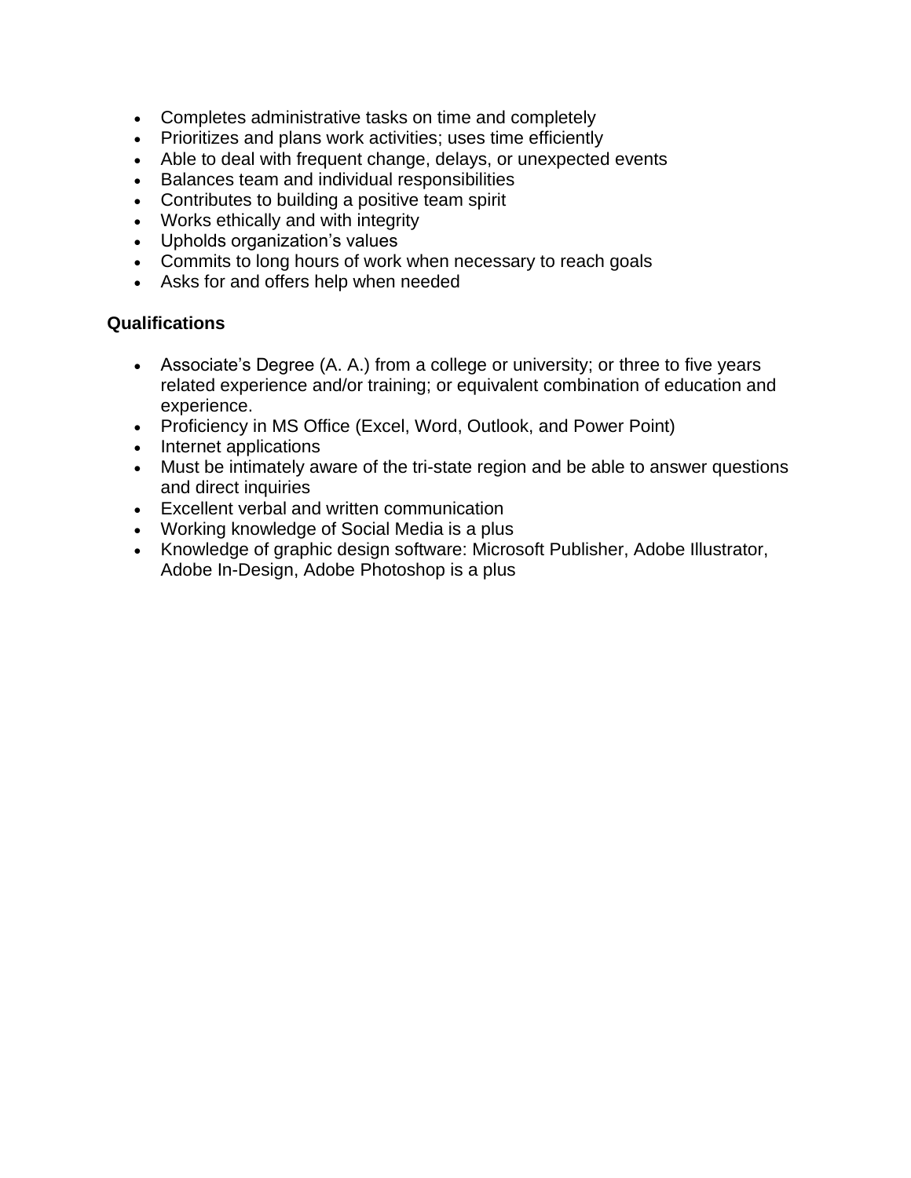- Completes administrative tasks on time and completely
- Prioritizes and plans work activities; uses time efficiently
- Able to deal with frequent change, delays, or unexpected events
- Balances team and individual responsibilities
- Contributes to building a positive team spirit
- Works ethically and with integrity
- Upholds organization's values
- Commits to long hours of work when necessary to reach goals
- Asks for and offers help when needed

**Qualifications**

- Associate's Degree (A. A.) from a college or university; or three to five years related experience and/or training; or equivalent combination of education and experience.
- Proficiency in MS Office (Excel, Word, Outlook, and Power Point)
- Internet applications
- Must be intimately aware of the tri-state region and be able to answer questions and direct inquiries
- Excellent verbal and written communication
- Working knowledge of Social Media is a plus
- Knowledge of graphic design software: Microsoft Publisher, Adobe Illustrator, Adobe In-Design, Adobe Photoshop is a plus